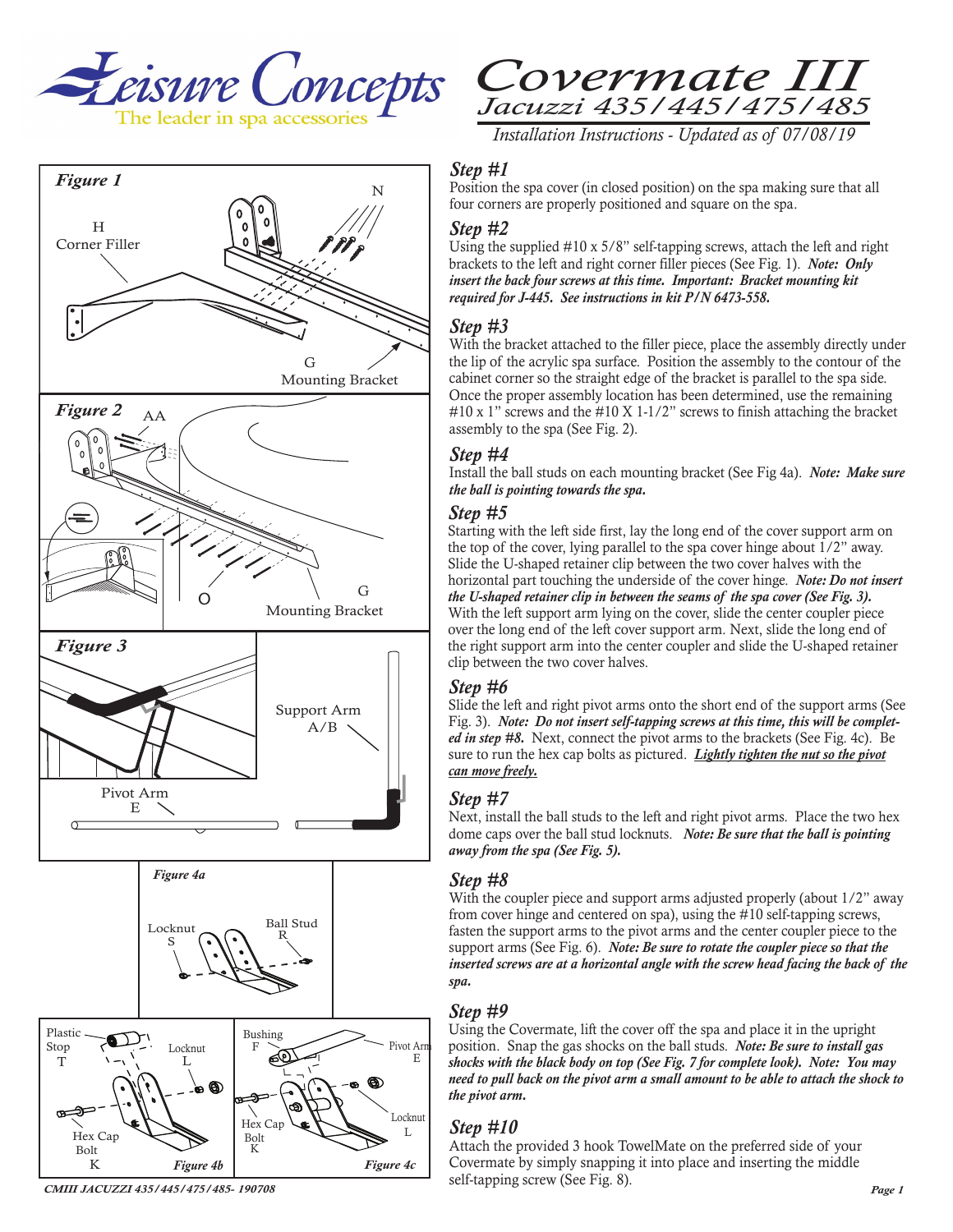# Leisure Concepts

The leader in spa accessories

# Covermate III

## Jacuzzi 435/445/475/485

*Installation Instructions - Updated as of 07/08/19*

*Figure 1*

H Corner Filler

N

G Mounting Bracket

*Figure 2*

AA

O

G Mounting Bracket

*Figure 3*

Support Arm A/B

Pivot Arm E

*Figure 4a*

Locknut S

Ball Stud R

*Figure 4b*

Plastic Stop T

Locknut L

Hex Cap Bolt K

*Figure 4c*

Bushing F

Pivot Arm E

Locknut L

Hex Cap Bolt K

### *Step #1*

Position the spa cover (in closed position) on the spa making sure that all four corners are properly positioned and square on the spa.

### *Step #2*

Using the supplied #10 x 5/8" self-tapping screws, attach the left and right brackets to the left and right corner filler pieces (See Fig. 1). ***Note: Only insert the back four screws at this time. Important: Bracket mounting kit required for J-445. See instructions in kit P/N 6473-558.***

### *Step #3*

With the bracket attached to the filler piece, place the assembly directly under the lip of the acrylic spa surface. Position the assembly to the contour of the cabinet corner so the straight edge of the bracket is parallel to the spa side. Once the proper assembly location has been determined, use the remaining #10 x 1" screws and the #10 X 1-1/2" screws to finish attaching the bracket assembly to the spa (See Fig. 2).

### *Step #4*

Install the ball studs on each mounting bracket (See Fig 4a). ***Note: Make sure the ball is pointing towards the spa.***

### *Step #5*

Starting with the left side first, lay the long end of the cover support arm on the top of the cover, lying parallel to the spa cover hinge about 1/2" away. Slide the U-shaped retainer clip between the two cover halves with the horizontal part touching the underside of the cover hinge. ***Note: Do not insert the U-shaped retainer clip in between the seams of the spa cover (See Fig. 3).*** With the left support arm lying on the cover, slide the center coupler piece over the long end of the left cover support arm. Next, slide the long end of the right support arm into the center coupler and slide the U-shaped retainer clip between the two cover halves.

### *Step #6*

Slide the left and right pivot arms onto the short end of the support arms (See Fig. 3). ***Note: Do not insert self-tapping screws at this time, this will be completed in step #8.*** Next, connect the pivot arms to the brackets (See Fig. 4c). Be sure to run the hex cap bolts as pictured. ***Lightly tighten the nut so the pivot can move freely.***

### *Step #7*

Next, install the ball studs to the left and right pivot arms. Place the two hex dome caps over the ball stud locknuts. ***Note: Be sure that the ball is pointing away from the spa (See Fig. 5).***

### *Step #8*

With the coupler piece and support arms adjusted properly (about 1/2" away from cover hinge and centered on spa), using the #10 self-tapping screws, fasten the support arms to the pivot arms and the center coupler piece to the support arms (See Fig. 6). ***Note: Be sure to rotate the coupler piece so that the inserted screws are at a horizontal angle with the screw head facing the back of the spa.***

### *Step #9*

Using the Covermate, lift the cover off the spa and place it in the upright position. Snap the gas shocks on the ball studs. ***Note: Be sure to install gas shocks with the black body on top (See Fig. 7 for complete look). Note: You may need to pull back on the pivot arm a small amount to be able to attach the shock to the pivot arm.***

### *Step #10*

Attach the provided 3 hook TowelMate on the preferred side of your Covermate by simply snapping it into place and inserting the middle self-tapping screw (See Fig. 8).

*CMIII JACUZZI 435/445/475/485- 190708*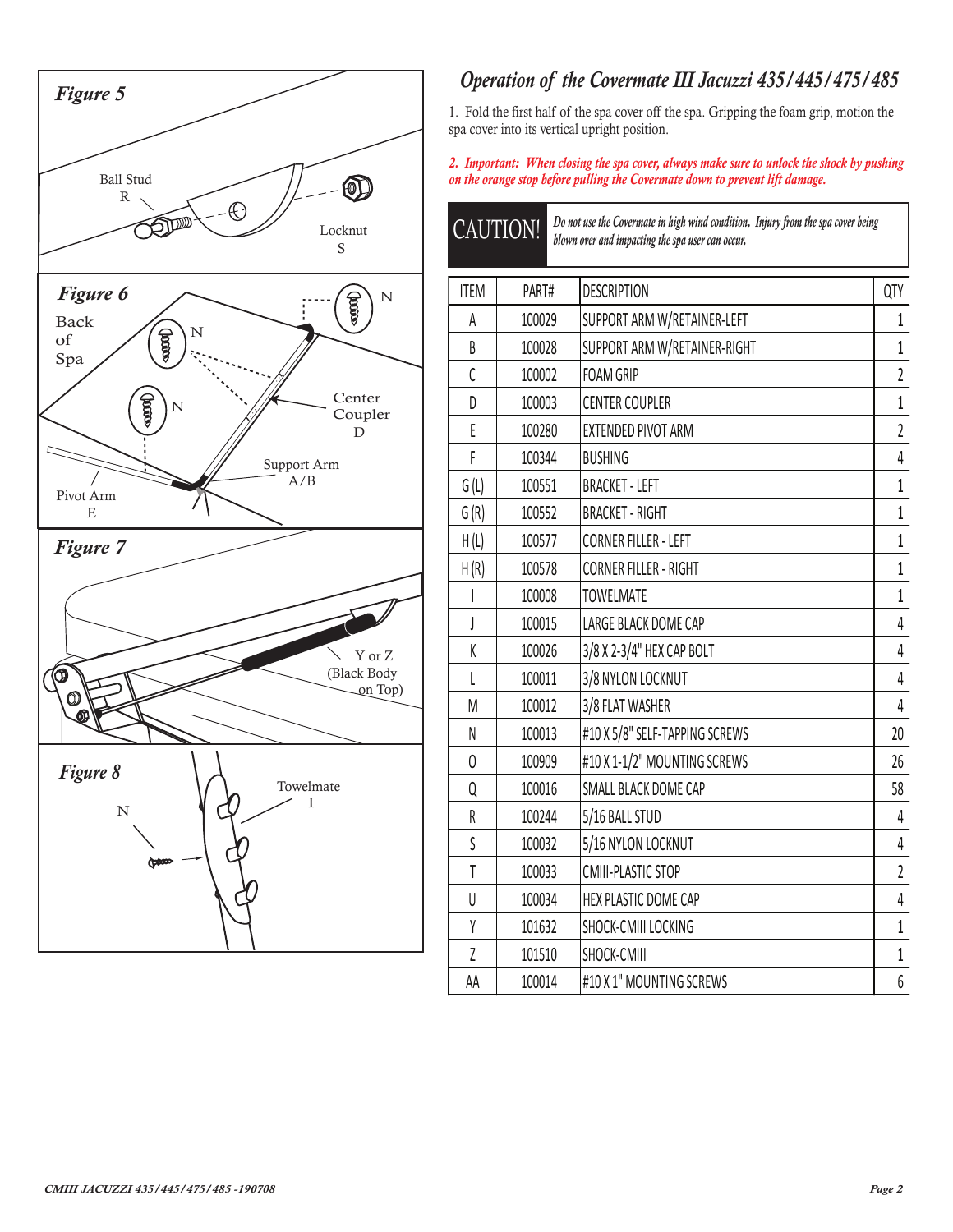## Figure 5

Ball Stud
R

Locknut
S

## Figure 6

Back of Spa

N

N

N

Center Coupler
D

Support Arm
A/B

Pivot Arm
E

## Figure 7

Y or Z
(Black Body on Top)

## Figure 8

N

Towelmate
I

# *Operation of the Covermate III Jacuzzi 435/445/475/485*

1. Fold the first half of the spa cover off the spa. Gripping the foam grip, motion the spa cover into its vertical upright position.

***2. Important: When closing the spa cover, always make sure to unlock the shock by pushing on the orange stop before pulling the Covermate down to prevent lift damage.***

**CAUTION!** *Do not use the Covermate in high wind condition. Injury from the spa cover being blown over and impacting the spa user can occur.*

| ITEM | PART# | DESCRIPTION | QTY |
|---|---|---|---|
| A | 100029 | SUPPORT ARM W/RETAINER-LEFT | 1 |
| B | 100028 | SUPPORT ARM W/RETAINER-RIGHT | 1 |
| C | 100002 | FOAM GRIP | 2 |
| D | 100003 | CENTER COUPLER | 1 |
| E | 100280 | EXTENDED PIVOT ARM | 2 |
| F | 100344 | BUSHING | 4 |
| G (L) | 100551 | BRACKET - LEFT | 1 |
| G (R) | 100552 | BRACKET - RIGHT | 1 |
| H (L) | 100577 | CORNER FILLER - LEFT | 1 |
| H (R) | 100578 | CORNER FILLER - RIGHT | 1 |
| I | 100008 | TOWELMATE | 1 |
| J | 100015 | LARGE BLACK DOME CAP | 4 |
| K | 100026 | 3/8 X 2-3/4" HEX CAP BOLT | 4 |
| L | 100011 | 3/8 NYLON LOCKNUT | 4 |
| M | 100012 | 3/8 FLAT WASHER | 4 |
| N | 100013 | #10 X 5/8" SELF-TAPPING SCREWS | 20 |
| O | 100909 | #10 X 1-1/2" MOUNTING SCREWS | 26 |
| Q | 100016 | SMALL BLACK DOME CAP | 58 |
| R | 100244 | 5/16 BALL STUD | 4 |
| S | 100032 | 5/16 NYLON LOCKNUT | 4 |
| T | 100033 | CMIII-PLASTIC STOP | 2 |
| U | 100034 | HEX PLASTIC DOME CAP | 4 |
| Y | 101632 | SHOCK-CMIII LOCKING | 1 |
| Z | 101510 | SHOCK-CMIII | 1 |
| AA | 100014 | #10 X 1" MOUNTING SCREWS | 6 |